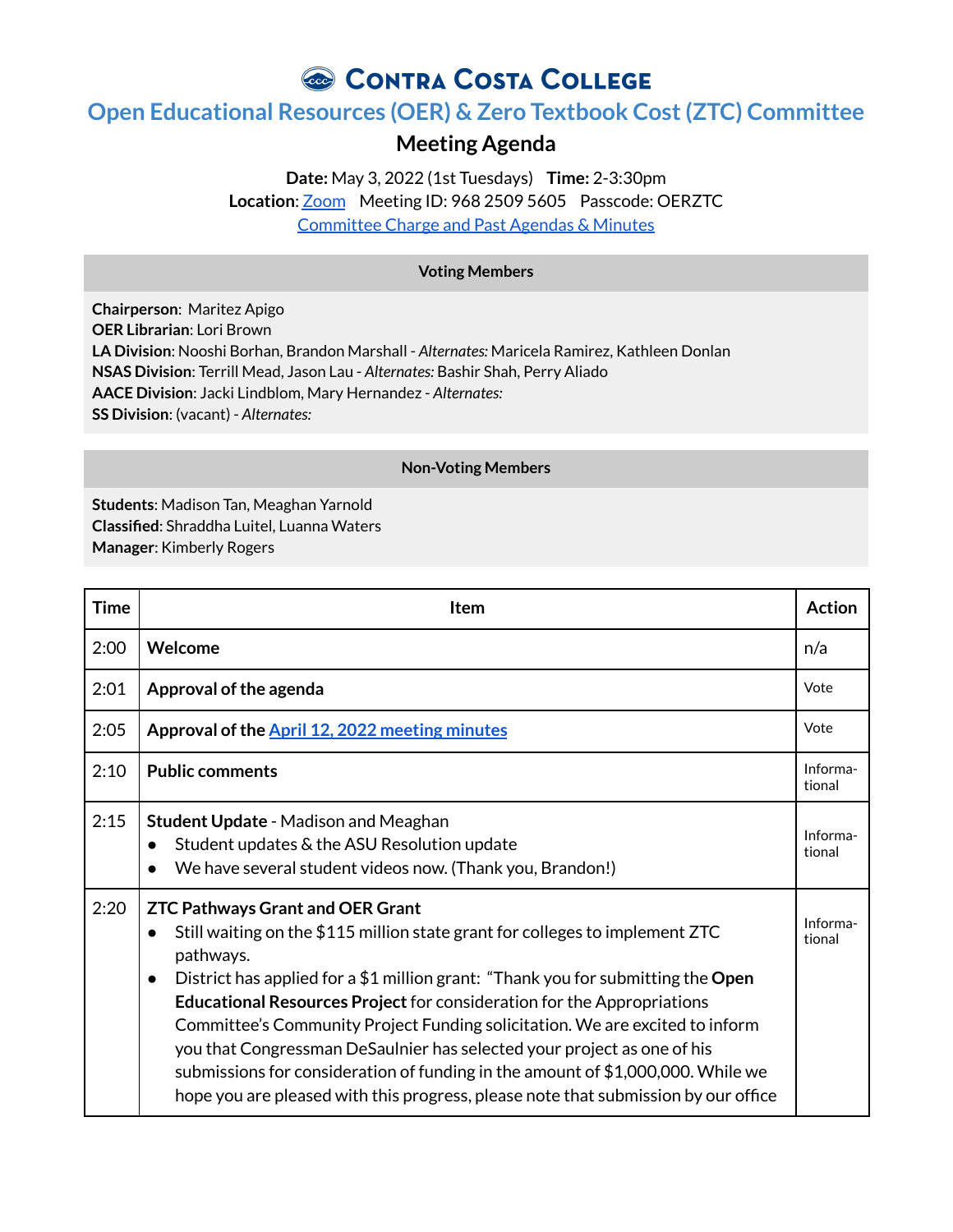# Contra Costa College

## Open Educational Resources (OER) & Zero Textbook Cost (ZTC) Committee

### Meeting Agenda

**Date:** May 3, 2022 (1st Tuesdays) **Time:** 2-3:30pm
**Location**: Zoom Meeting ID: 968 2509 5605 Passcode: OERZTC
Committee Charge and Past Agendas & Minutes

| Voting Members |
|---|
| **Chairperson**: Maritez Apigo<br>**OER Librarian**: Lori Brown<br>**LA Division**: Nooshi Borhan, Brandon Marshall - *Alternates:* Maricela Ramirez, Kathleen Donlan<br>**NSAS Division**: Terrill Mead, Jason Lau - *Alternates:* Bashir Shah, Perry Aliado<br>**AACE Division**: Jacki Lindblom, Mary Hernandez - *Alternates:*<br>**SS Division**: (vacant) - *Alternates:* |

| Non-Voting Members |
|---|
| **Students**: Madison Tan, Meaghan Yarnold<br>**Classified**: Shraddha Luitel, Luanna Waters<br>**Manager**: Kimberly Rogers |

| Time | Item | Action |
|---|---|---|
| 2:00 | **Welcome** | n/a |
| 2:01 | **Approval of the agenda** | Vote |
| 2:05 | **Approval of the April 12, 2022 meeting minutes** | Vote |
| 2:10 | **Public comments** | Informational |
| 2:15 | **Student Update** - Madison and Meaghan<br>● Student updates & the ASU Resolution update<br>● We have several student videos now. (Thank you, Brandon!) | Informational |
| 2:20 | **ZTC Pathways Grant and OER Grant**<br>● Still waiting on the $115 million state grant for colleges to implement ZTC pathways.<br>● District has applied for a $1 million grant: "Thank you for submitting the **Open Educational Resources Project** for consideration for the Appropriations Committee's Community Project Funding solicitation. We are excited to inform you that Congressman DeSaulnier has selected your project as one of his submissions for consideration of funding in the amount of $1,000,000. While we hope you are pleased with this progress, please note that submission by our office | Informational |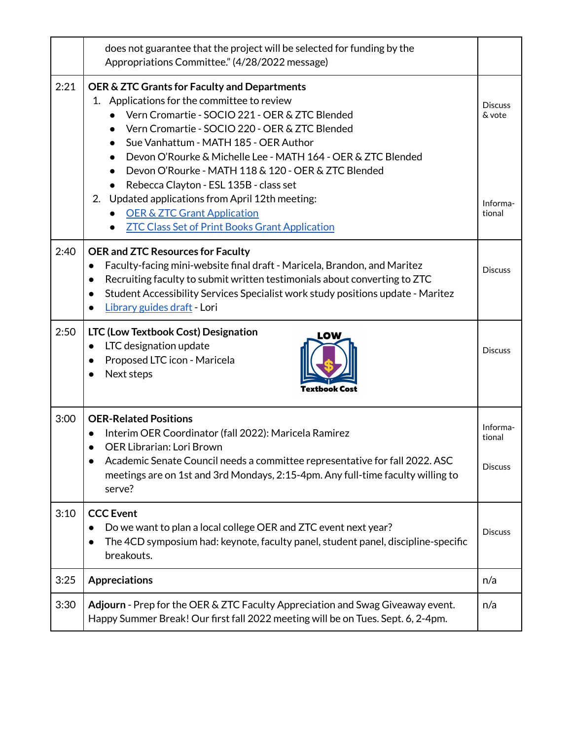| | | |
|---|---|---|
| | does not guarantee that the project will be selected for funding by the Appropriations Committee." (4/28/2022 message) | |
| 2:21 | **OER & ZTC Grants for Faculty and Departments**<br>1. Applications for the committee to review<br>• Vern Cromartie - SOCIO 221 - OER & ZTC Blended<br>• Vern Cromartie - SOCIO 220 - OER & ZTC Blended<br>• Sue Vanhattum - MATH 185 - OER Author<br>• Devon O'Rourke & Michelle Lee - MATH 164 - OER & ZTC Blended<br>• Devon O'Rourke - MATH 118 & 120 - OER & ZTC Blended<br>• Rebecca Clayton - ESL 135B - class set<br>2. Updated applications from April 12th meeting:<br>• OER & ZTC Grant Application<br>• ZTC Class Set of Print Books Grant Application | Discuss & vote<br><br>Informa-tional |
| 2:40 | **OER and ZTC Resources for Faculty**<br>• Faculty-facing mini-website final draft - Maricela, Brandon, and Maritez<br>• Recruiting faculty to submit written testimonials about converting to ZTC<br>• Student Accessibility Services Specialist work study positions update - Maritez<br>• Library guides draft - Lori | Discuss |
| 2:50 | **LTC (Low Textbook Cost) Designation**<br>• LTC designation update<br>• Proposed LTC icon - Maricela<br>• Next steps<br>LOW Textbook Cost | Discuss |
| 3:00 | **OER-Related Positions**<br>• Interim OER Coordinator (fall 2022): Maricela Ramirez<br>• OER Librarian: Lori Brown<br>• Academic Senate Council needs a committee representative for fall 2022. ASC meetings are on 1st and 3rd Mondays, 2:15-4pm. Any full-time faculty willing to serve? | Informa-tional<br><br>Discuss |
| 3:10 | **CCC Event**<br>• Do we want to plan a local college OER and ZTC event next year?<br>• The 4CD symposium had: keynote, faculty panel, student panel, discipline-specific breakouts. | Discuss |
| 3:25 | **Appreciations** | n/a |
| 3:30 | **Adjourn** - Prep for the OER & ZTC Faculty Appreciation and Swag Giveaway event. Happy Summer Break! Our first fall 2022 meeting will be on Tues. Sept. 6, 2-4pm. | n/a |